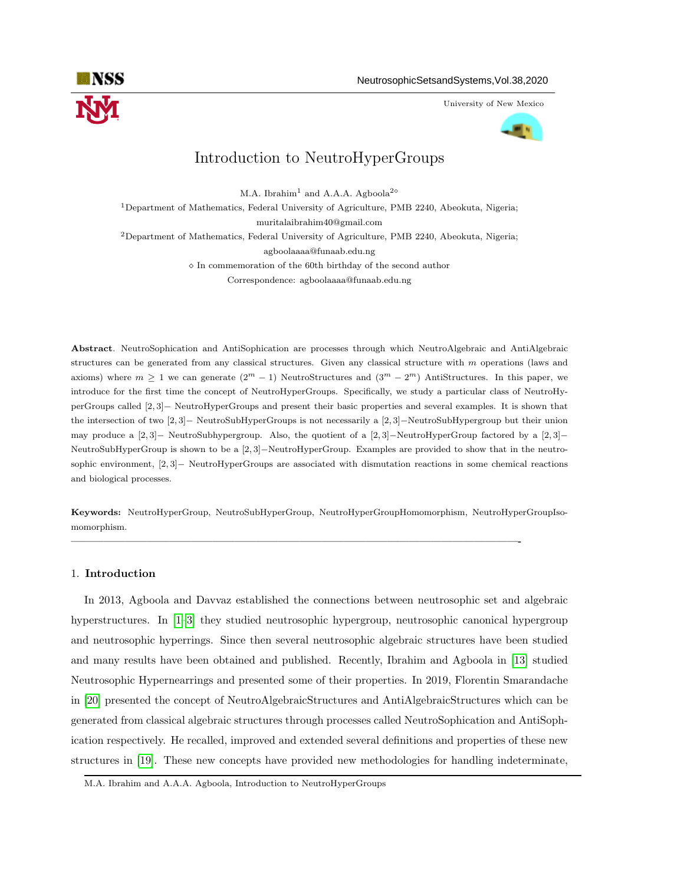# Introduction to NeutroHyperGroups

M.A. Ibrahim[1] and A.A.A. Agboola[2◇]

[1]Department of Mathematics, Federal University of Agriculture, PMB 2240, Abeokuta, Nigeria; muritalaibrahim40@gmail.com

[2]Department of Mathematics, Federal University of Agriculture, PMB 2240, Abeokuta, Nigeria; agboolaaaa@funaab.edu.ng

◇ In commemoration of the 60th birthday of the second author

Correspondence: agboolaaaa@funaab.edu.ng

**Abstract**. NeutroSophication and AntiSophication are processes through which NeutroAlgebraic and AntiAlgebraic structures can be generated from any classical structures. Given any classical structure with $m$ operations (laws and axioms) where $m \geq 1$ we can generate $(2^m - 1)$ NeutroStructures and $(3^m - 2^m)$ AntiStructures. In this paper, we introduce for the first time the concept of NeutroHyperGroups. Specifically, we study a particular class of NeutroHyperGroups called $[2,3]-$ NeutroHyperGroups and present their basic properties and several examples. It is shown that the intersection of two $[2,3]-$ NeutroSubHyperGroups is not necessarily a $[2,3]-$NeutroSubHypergroup but their union may produce a $[2,3]-$ NeutroSubhypergroup. Also, the quotient of a $[2,3]-$NeutroHyperGroup factored by a $[2,3]-$ NeutroSubHyperGroup is shown to be a $[2,3]-$NeutroHyperGroup. Examples are provided to show that in the neutrosophic environment, $[2,3]-$ NeutroHyperGroups are associated with dismutation reactions in some chemical reactions and biological processes.

**Keywords:** NeutroHyperGroup, NeutroSubHyperGroup, NeutroHyperGroupHomomorphism, NeutroHyperGroupIsomomorphism.

---

## 1. Introduction

In 2013, Agboola and Davvaz established the connections between neutrosophic set and algebraic hyperstructures. In [1–3] they studied neutrosophic hypergroup, neutrosophic canonical hypergroup and neutrosophic hyperrings. Since then several neutrosophic algebraic structures have been studied and many results have been obtained and published. Recently, Ibrahim and Agboola in [13] studied Neutrosophic Hypernearrings and presented some of their properties. In 2019, Florentin Smarandache in [20] presented the concept of NeutroAlgebraicStructures and AntiAlgebraicStructures which can be generated from classical algebraic structures through processes called NeutroSophication and AntiSophication respectively. He recalled, improved and extended several definitions and properties of these new structures in [19]. These new concepts have provided new methodologies for handling indeterminate,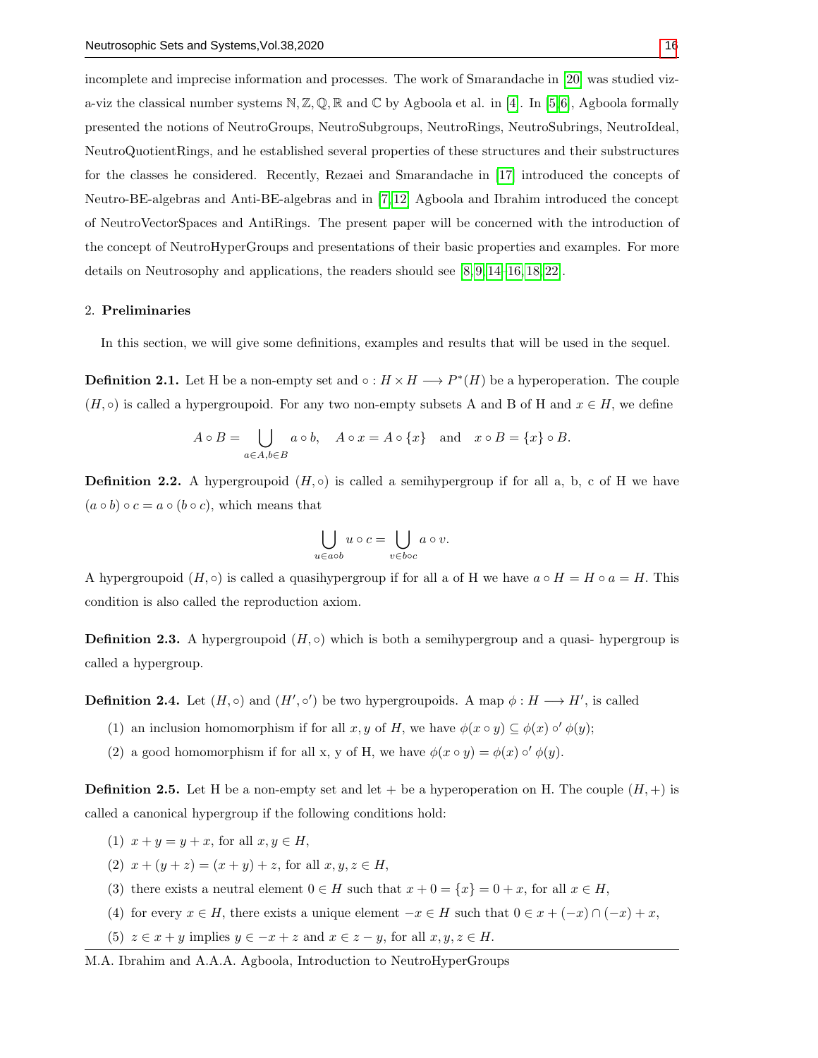incomplete and imprecise information and processes. The work of Smarandache in [20] was studied viz-a-viz the classical number systems $\mathbb{N}, \mathbb{Z}, \mathbb{Q}, \mathbb{R}$ and $\mathbb{C}$ by Agboola et al. in [4]. In [5,6], Agboola formally presented the notions of NeutroGroups, NeutroSubgroups, NeutroRings, NeutroSubrings, NeutroIdeal, NeutroQuotientRings, and he established several properties of these structures and their substructures for the classes he considered. Recently, Rezaei and Smarandache in [17] introduced the concepts of Neutro-BE-algebras and Anti-BE-algebras and in [7,12] Agboola and Ibrahim introduced the concept of NeutroVectorSpaces and AntiRings. The present paper will be concerned with the introduction of the concept of NeutroHyperGroups and presentations of their basic properties and examples. For more details on Neutrosophy and applications, the readers should see [8,9,14–16,18,22].

## 2. Preliminaries

In this section, we will give some definitions, examples and results that will be used in the sequel.

**Definition 2.1.** Let H be a non-empty set and $\circ : H \times H \longrightarrow P^*(H)$ be a hyperoperation. The couple $(H, \circ)$ is called a hypergroupoid. For any two non-empty subsets A and B of H and $x \in H$, we define

$$A \circ B = \bigcup_{a \in A, b \in B} a \circ b, \quad A \circ x = A \circ \{x\} \quad \text{and} \quad x \circ B = \{x\} \circ B.$$

**Definition 2.2.** A hypergroupoid $(H, \circ)$ is called a semihypergroup if for all a, b, c of H we have $(a \circ b) \circ c = a \circ (b \circ c)$, which means that

$$\bigcup_{u \in a \circ b} u \circ c = \bigcup_{v \in b \circ c} a \circ v.$$

A hypergroupoid $(H, \circ)$ is called a quasihypergroup if for all a of H we have $a \circ H = H \circ a = H$. This condition is also called the reproduction axiom.

**Definition 2.3.** A hypergroupoid $(H, \circ)$ which is both a semihypergroup and a quasi- hypergroup is called a hypergroup.

**Definition 2.4.** Let $(H, \circ)$ and $(H', \circ')$ be two hypergroupoids. A map $\phi : H \longrightarrow H'$, is called

1. an inclusion homomorphism if for all $x, y$ of $H$, we have $\phi(x \circ y) \subseteq \phi(x) \circ' \phi(y)$;
2. a good homomorphism if for all x, y of H, we have $\phi(x \circ y) = \phi(x) \circ' \phi(y)$.

**Definition 2.5.** Let H be a non-empty set and let $+$ be a hyperoperation on H. The couple $(H, +)$ is called a canonical hypergroup if the following conditions hold:

1. $x + y = y + x$, for all $x, y \in H$,
2. $x + (y + z) = (x + y) + z$, for all $x, y, z \in H$,
3. there exists a neutral element $0 \in H$ such that $x + 0 = \{x\} = 0 + x$, for all $x \in H$,
4. for every $x \in H$, there exists a unique element $-x \in H$ such that $0 \in x + (-x) \cap (-x) + x$,
5. $z \in x + y$ implies $y \in -x + z$ and $x \in z - y$, for all $x, y, z \in H$.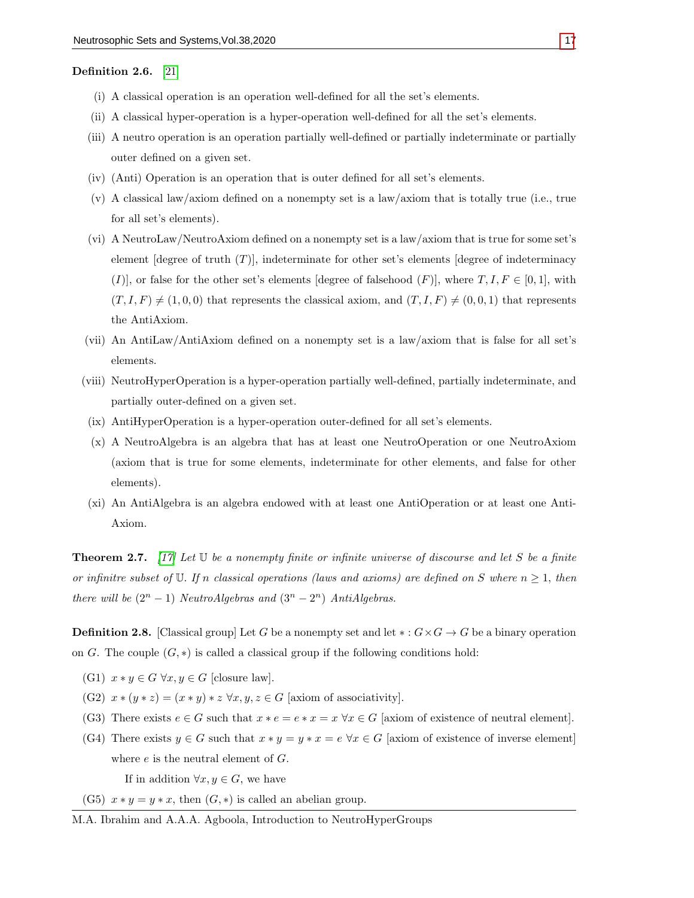**Definition 2.6.** [21]

(i) A classical operation is an operation well-defined for all the set's elements.

(ii) A classical hyper-operation is a hyper-operation well-defined for all the set's elements.

(iii) A neutro operation is an operation partially well-defined or partially indeterminate or partially outer defined on a given set.

(iv) (Anti) Operation is an operation that is outer defined for all set's elements.

(v) A classical law/axiom defined on a nonempty set is a law/axiom that is totally true (i.e., true for all set's elements).

(vi) A NeutroLaw/NeutroAxiom defined on a nonempty set is a law/axiom that is true for some set's element [degree of truth ($T$)], indeterminate for other set's elements [degree of indeterminacy ($I$)], or false for the other set's elements [degree of falsehood ($F$)], where $T, I, F \in [0,1]$, with $(T, I, F) \neq (1, 0, 0)$ that represents the classical axiom, and $(T, I, F) \neq (0, 0, 1)$ that represents the AntiAxiom.

(vii) An AntiLaw/AntiAxiom defined on a nonempty set is a law/axiom that is false for all set's elements.

(viii) NeutroHyperOperation is a hyper-operation partially well-defined, partially indeterminate, and partially outer-defined on a given set.

(ix) AntiHyperOperation is a hyper-operation outer-defined for all set's elements.

(x) A NeutroAlgebra is an algebra that has at least one NeutroOperation or one NeutroAxiom (axiom that is true for some elements, indeterminate for other elements, and false for other elements).

(xi) An AntiAlgebra is an algebra endowed with at least one AntiOperation or at least one Anti-Axiom.

**Theorem 2.7.** *[17] Let $\mathbb{U}$ be a nonempty finite or infinite universe of discourse and let $S$ be a finite or infinitre subset of $\mathbb{U}$. If $n$ classical operations (laws and axioms) are defined on $S$ where $n \geq 1$, then there will be $(2^n - 1)$ NeutroAlgebras and $(3^n - 2^n)$ AntiAlgebras.*

**Definition 2.8.** [Classical group] Let $G$ be a nonempty set and let $* : G \times G \to G$ be a binary operation on $G$. The couple $(G, *)$ is called a classical group if the following conditions hold:

(G1) $x * y \in G \; \forall x, y \in G$ [closure law].

(G2) $x * (y * z) = (x * y) * z \; \forall x, y, z \in G$ [axiom of associativity].

(G3) There exists $e \in G$ such that $x * e = e * x = x \; \forall x \in G$ [axiom of existence of neutral element].

(G4) There exists $y \in G$ such that $x * y = y * x = e \; \forall x \in G$ [axiom of existence of inverse element] where $e$ is the neutral element of $G$.

If in addition $\forall x, y \in G$, we have

(G5) $x * y = y * x$, then $(G, *)$ is called an abelian group.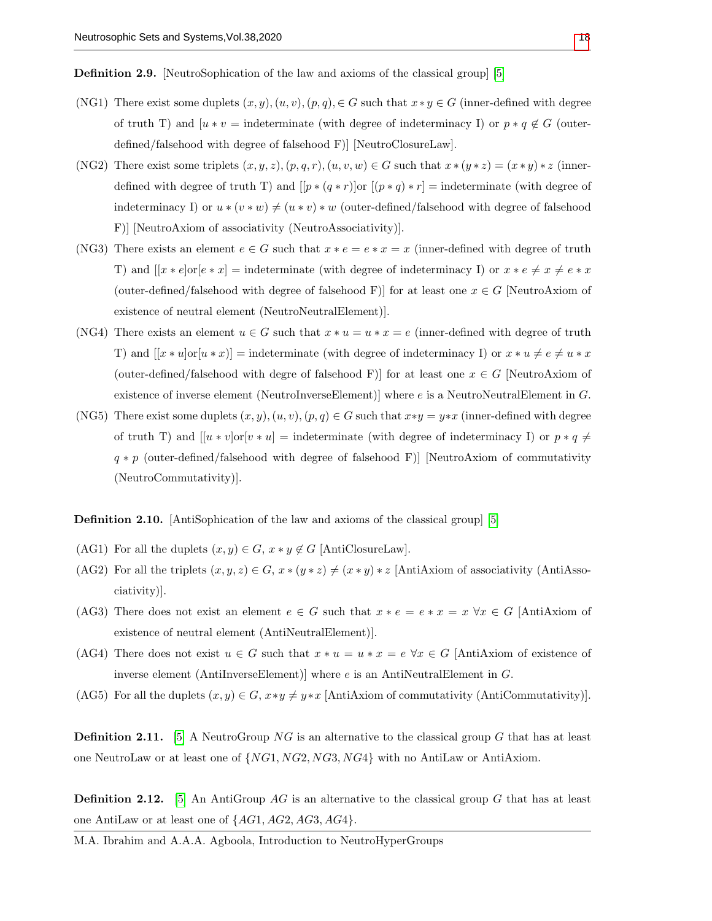**Definition 2.9.** [NeutroSophication of the law and axioms of the classical group] [5]

(NG1) There exist some duplets $(x, y), (u, v), (p, q), \in G$ such that $x * y \in G$ (inner-defined with degree of truth T) and [$u * v$ = indeterminate (with degree of indeterminacy I) or $p * q \notin G$ (outer-defined/falsehood with degree of falsehood F)] [NeutroClosureLaw].

(NG2) There exist some triplets $(x, y, z), (p, q, r), (u, v, w) \in G$ such that $x * (y * z) = (x * y) * z$ (inner-defined with degree of truth T) and [[$p * (q * r)$]or [$(p * q) * r$] = indeterminate (with degree of indeterminacy I) or $u * (v * w) \neq (u * v) * w$ (outer-defined/falsehood with degree of falsehood F)] [NeutroAxiom of associativity (NeutroAssociativity)].

(NG3) There exists an element $e \in G$ such that $x * e = e * x = x$ (inner-defined with degree of truth T) and [[$x * e$]or[$e * x$] = indeterminate (with degree of indeterminacy I) or $x * e \neq x \neq e * x$ (outer-defined/falsehood with degree of falsehood F)] for at least one $x \in G$ [NeutroAxiom of existence of neutral element (NeutroNeutralElement)].

(NG4) There exists an element $u \in G$ such that $x * u = u * x = e$ (inner-defined with degree of truth T) and [[$x * u$]or[$u * x$)] = indeterminate (with degree of indeterminacy I) or $x * u \neq e \neq u * x$ (outer-defined/falsehood with degre of falsehood F)] for at least one $x \in G$ [NeutroAxiom of existence of inverse element (NeutroInverseElement)] where $e$ is a NeutroNeutralElement in $G$.

(NG5) There exist some duplets $(x, y), (u, v), (p, q) \in G$ such that $x*y = y*x$ (inner-defined with degree of truth T) and [[$u * v$]or[$v * u$] = indeterminate (with degree of indeterminacy I) or $p * q \neq q * p$ (outer-defined/falsehood with degree of falsehood F)] [NeutroAxiom of commutativity (NeutroCommutativity)].

**Definition 2.10.** [AntiSophication of the law and axioms of the classical group] [5]

(AG1) For all the duplets $(x, y) \in G$, $x * y \notin G$ [AntiClosureLaw].

(AG2) For all the triplets $(x, y, z) \in G$, $x * (y * z) \neq (x * y) * z$ [AntiAxiom of associativity (AntiAssociativity)].

(AG3) There does not exist an element $e \in G$ such that $x * e = e * x = x \ \forall x \in G$ [AntiAxiom of existence of neutral element (AntiNeutralElement)].

(AG4) There does not exist $u \in G$ such that $x * u = u * x = e \ \forall x \in G$ [AntiAxiom of existence of inverse element (AntiInverseElement)] where $e$ is an AntiNeutralElement in $G$.

(AG5) For all the duplets $(x, y) \in G$, $x*y \neq y*x$ [AntiAxiom of commutativity (AntiCommutativity)].

**Definition 2.11.** [5] A NeutroGroup $NG$ is an alternative to the classical group $G$ that has at least one NeutroLaw or at least one of $\{NG1, NG2, NG3, NG4\}$ with no AntiLaw or AntiAxiom.

**Definition 2.12.** [5] An AntiGroup $AG$ is an alternative to the classical group $G$ that has at least one AntiLaw or at least one of $\{AG1, AG2, AG3, AG4\}$.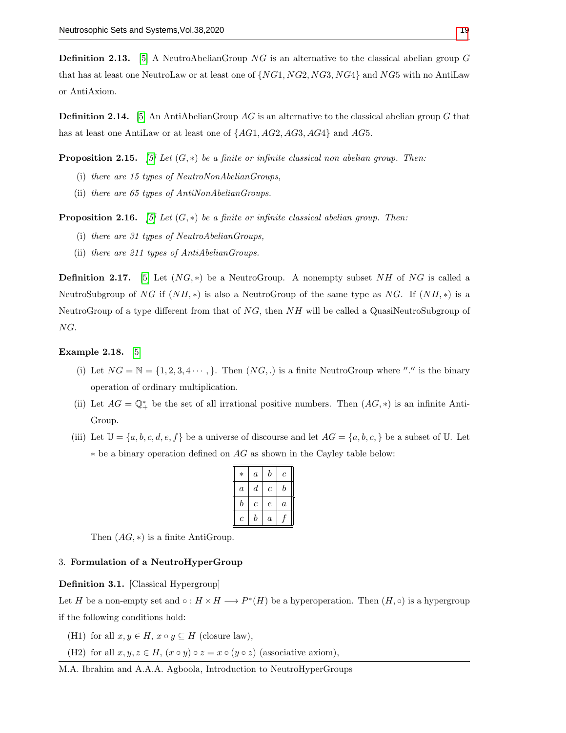**Definition 2.13.** [5] A NeutroAbelianGroup $NG$ is an alternative to the classical abelian group $G$ that has at least one NeutroLaw or at least one of $\{NG1, NG2, NG3, NG4\}$ and $NG5$ with no AntiLaw or AntiAxiom.

**Definition 2.14.** [5] An AntiAbelianGroup $AG$ is an alternative to the classical abelian group $G$ that has at least one AntiLaw or at least one of $\{AG1, AG2, AG3, AG4\}$ and $AG5$.

**Proposition 2.15.** *[5] Let $(G, *)$ be a finite or infinite classical non abelian group. Then:*

- (i) *there are 15 types of NeutroNonAbelianGroups,*
- (ii) *there are 65 types of AntiNonAbelianGroups.*

**Proposition 2.16.** *[5] Let $(G, *)$ be a finite or infinite classical abelian group. Then:*

- (i) *there are 31 types of NeutroAbelianGroups,*
- (ii) *there are 211 types of AntiAbelianGroups.*

**Definition 2.17.** [5] Let $(NG, *)$ be a NeutroGroup. A nonempty subset $NH$ of $NG$ is called a NeutroSubgroup of $NG$ if $(NH, *)$ is also a NeutroGroup of the same type as $NG$. If $(NH, *)$ is a NeutroGroup of a type different from that of $NG$, then $NH$ will be called a QuasiNeutroSubgroup of $NG$.

**Example 2.18.** [5]

- (i) Let $NG = \mathbb{N} = \{1, 2, 3, 4 \cdots, \}$. Then $(NG, .)$ is a finite NeutroGroup where $''.''$ is the binary operation of ordinary multiplication.
- (ii) Let $AG = \mathbb{Q}_+^*$ be the set of all irrational positive numbers. Then $(AG, *)$ is an infinite AntiGroup.
- (iii) Let $\mathbb{U} = \{a, b, c, d, e, f\}$ be a universe of discourse and let $AG = \{a, b, c, \}$ be a subset of $\mathbb{U}$. Let $*$ be a binary operation defined on $AG$ as shown in the Cayley table below:

| $*$ | $a$ | $b$ | $c$ |
|---|---|---|---|
| $a$ | $d$ | $c$ | $b$ |
| $b$ | $c$ | $e$ | $a$ |
| $c$ | $b$ | $a$ | $f$ |

Then $(AG, *)$ is a finite AntiGroup.

## 3. Formulation of a NeutroHyperGroup

**Definition 3.1.** [Classical Hypergroup]

Let $H$ be a non-empty set and $\circ : H \times H \longrightarrow P^*(H)$ be a hyperoperation. Then $(H, \circ)$ is a hypergroup if the following conditions hold:

- (H1) for all $x, y \in H$, $x \circ y \subseteq H$ (closure law),
- (H2) for all $x, y, z \in H$, $(x \circ y) \circ z = x \circ (y \circ z)$ (associative axiom),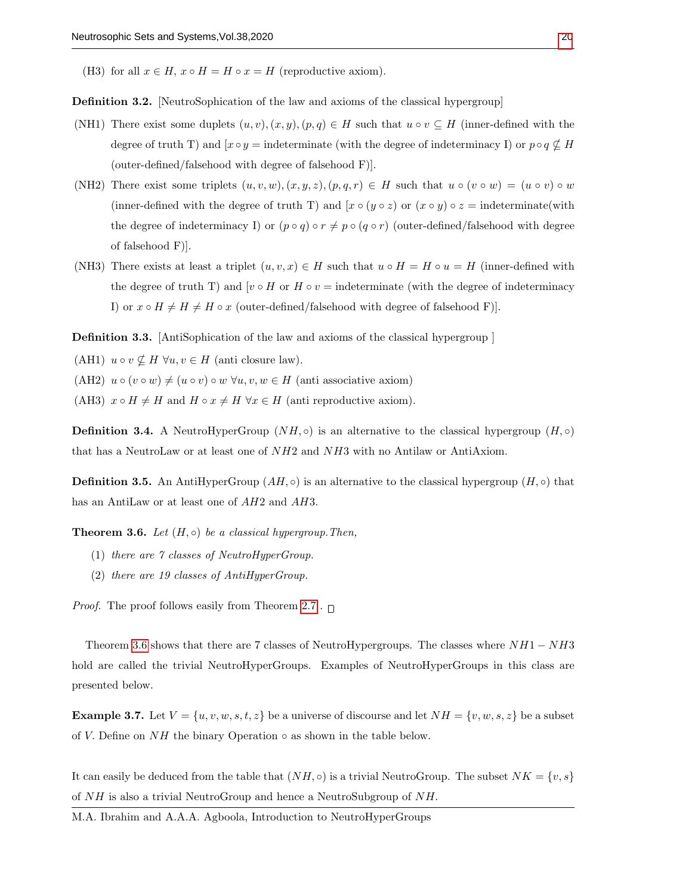(H3) for all $x \in H$, $x \circ H = H \circ x = H$ (reproductive axiom).

**Definition 3.2.** [NeutroSophication of the law and axioms of the classical hypergroup]

(NH1) There exist some duplets $(u, v), (x, y), (p, q) \in H$ such that $u \circ v \subseteq H$ (inner-defined with the degree of truth T) and [$x \circ y =$ indeterminate (with the degree of indeterminacy I) or $p \circ q \nsubseteq H$ (outer-defined/falsehood with degree of falsehood F)].

(NH2) There exist some triplets $(u, v, w), (x, y, z), (p, q, r) \in H$ such that $u \circ (v \circ w) = (u \circ v) \circ w$ (inner-defined with the degree of truth T) and [$x \circ (y \circ z)$ or $(x \circ y) \circ z =$ indeterminate(with the degree of indeterminacy I) or $(p \circ q) \circ r \neq p \circ (q \circ r)$ (outer-defined/falsehood with degree of falsehood F)].

(NH3) There exists at least a triplet $(u, v, x) \in H$ such that $u \circ H = H \circ u = H$ (inner-defined with the degree of truth T) and [$v \circ H$ or $H \circ v =$ indeterminate (with the degree of indeterminacy I) or $x \circ H \neq H \neq H \circ x$ (outer-defined/falsehood with degree of falsehood F)].

**Definition 3.3.** [AntiSophication of the law and axioms of the classical hypergroup ]

(AH1) $u \circ v \nsubseteq H$ $\forall u, v \in H$ (anti closure law).

(AH2) $u \circ (v \circ w) \neq (u \circ v) \circ w$ $\forall u, v, w \in H$ (anti associative axiom)

(AH3) $x \circ H \neq H$ and $H \circ x \neq H$ $\forall x \in H$ (anti reproductive axiom).

**Definition 3.4.** A NeutroHyperGroup $(NH, \circ)$ is an alternative to the classical hypergroup $(H, \circ)$ that has a NeutroLaw or at least one of $NH2$ and $NH3$ with no Antilaw or AntiAxiom.

**Definition 3.5.** An AntiHyperGroup $(AH, \circ)$ is an alternative to the classical hypergroup $(H, \circ)$ that has an AntiLaw or at least one of $AH2$ and $AH3$.

**Theorem 3.6.** *Let $(H, \circ)$ be a classical hypergroup. Then,*

(1) *there are 7 classes of NeutroHyperGroup.*

(2) *there are 19 classes of AntiHyperGroup.*

*Proof.* The proof follows easily from Theorem 2.7. □

Theorem 3.6 shows that there are 7 classes of NeutroHypergroups. The classes where $NH1 - NH3$ hold are called the trivial NeutroHyperGroups. Examples of NeutroHyperGroups in this class are presented below.

**Example 3.7.** Let $V = \{u, v, w, s, t, z\}$ be a universe of discourse and let $NH = \{v, w, s, z\}$ be a subset of $V$. Define on $NH$ the binary Operation $\circ$ as shown in the table below.

It can easily be deduced from the table that $(NH, \circ)$ is a trivial NeutroGroup. The subset $NK = \{v, s\}$ of $NH$ is also a trivial NeutroGroup and hence a NeutroSubgroup of $NH$.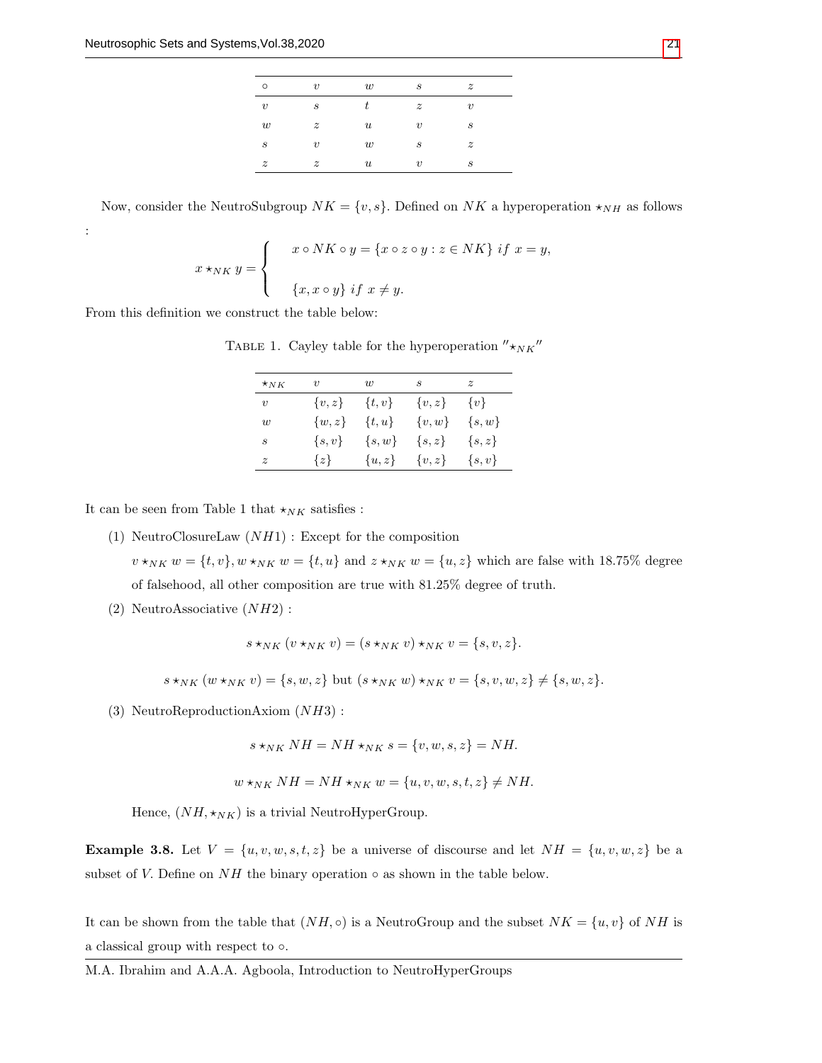| $\circ$ | $v$ | $w$ | $s$ | $z$ |
|---|---|---|---|---|
| $v$ | $s$ | $t$ | $z$ | $v$ |
| $w$ | $z$ | $u$ | $v$ | $s$ |
| $s$ | $v$ | $w$ | $s$ | $z$ |
| $z$ | $z$ | $u$ | $v$ | $s$ |

Now, consider the NeutroSubgroup $NK = \{v, s\}$. Defined on $NK$ a hyperoperation $\star_{NH}$ as follows :

$$x \star_{NK} y = \begin{cases} x \circ NK \circ y = \{x \circ z \circ y : z \in NK\} \; if \; x = y, \\ \\ \{x, x \circ y\} \; if \; x \neq y. \end{cases}$$

From this definition we construct the table below:

Table 1. Cayley table for the hyperoperation $''\star_{NK}''$

| $\star_{NK}$ | $v$ | $w$ | $s$ | $z$ |
|---|---|---|---|---|
| $v$ | $\{v, z\}$ | $\{t, v\}$ | $\{v, z\}$ | $\{v\}$ |
| $w$ | $\{w, z\}$ | $\{t, u\}$ | $\{v, w\}$ | $\{s, w\}$ |
| $s$ | $\{s, v\}$ | $\{s, w\}$ | $\{s, z\}$ | $\{s, z\}$ |
| $z$ | $\{z\}$ | $\{u, z\}$ | $\{v, z\}$ | $\{s, v\}$ |

It can be seen from Table 1 that $\star_{NK}$ satisfies :

(1) NeutroClosureLaw $(NH1)$ : Except for the composition $v \star_{NK} w = \{t, v\}, w \star_{NK} w = \{t, u\}$ and $z \star_{NK} w = \{u, z\}$ which are false with 18.75% degree of falsehood, all other composition are true with 81.25% degree of truth.

(2) NeutroAssociative $(NH2)$ :

$$s \star_{NK} (v \star_{NK} v) = (s \star_{NK} v) \star_{NK} v = \{s, v, z\}.$$

$$s \star_{NK} (w \star_{NK} v) = \{s, w, z\} \text{ but } (s \star_{NK} w) \star_{NK} v = \{s, v, w, z\} \neq \{s, w, z\}.$$

(3) NeutroReproductionAxiom $(NH3)$ :

$$s \star_{NK} NH = NH \star_{NK} s = \{v, w, s, z\} = NH.$$

$$w \star_{NK} NH = NH \star_{NK} w = \{u, v, w, s, t, z\} \neq NH.$$

Hence, $(NH, \star_{NK})$ is a trivial NeutroHyperGroup.

**Example 3.8.** Let $V = \{u, v, w, s, t, z\}$ be a universe of discourse and let $NH = \{u, v, w, z\}$ be a subset of $V$. Define on $NH$ the binary operation $\circ$ as shown in the table below.

It can be shown from the table that $(NH, \circ)$ is a NeutroGroup and the subset $NK = \{u, v\}$ of $NH$ is a classical group with respect to $\circ$.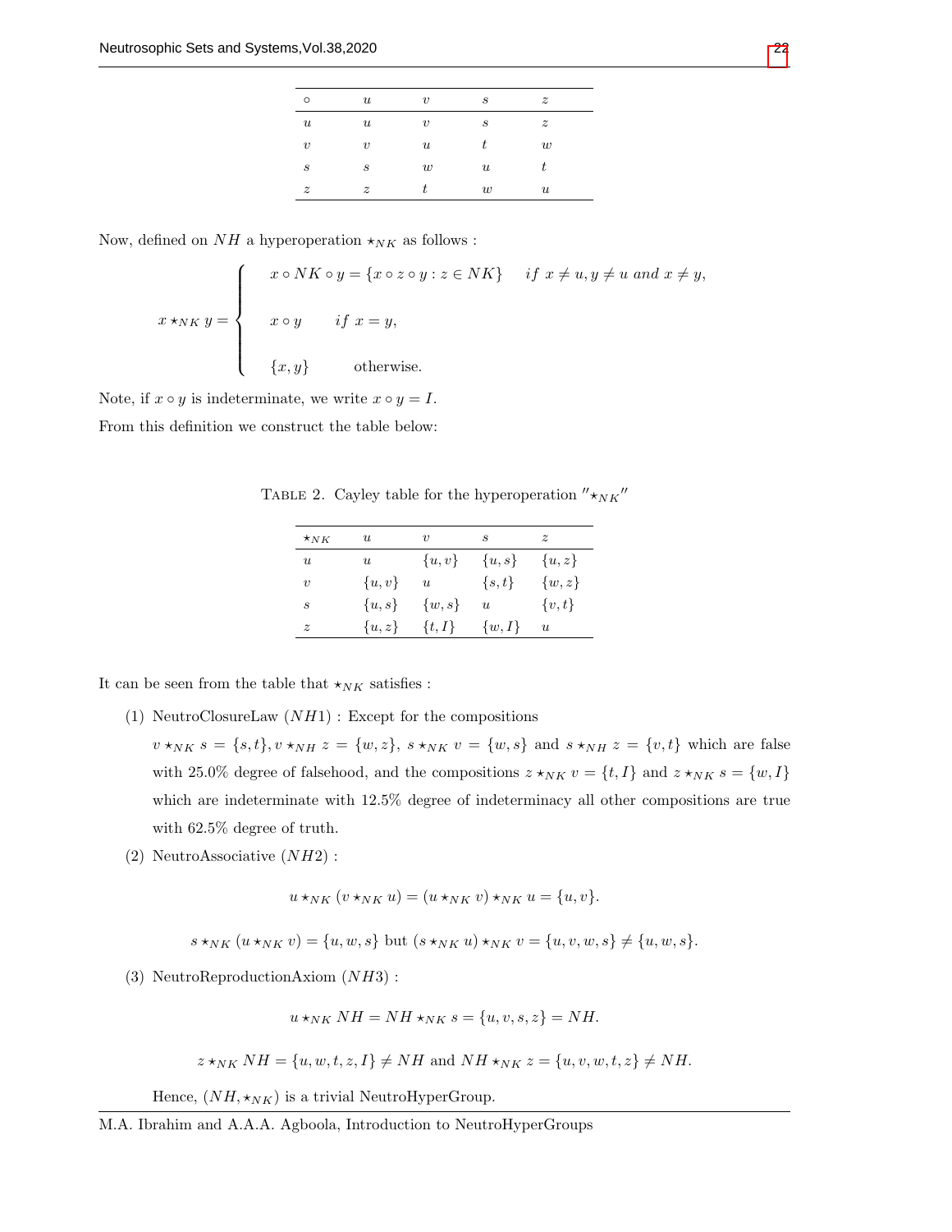| $\circ$ | $u$ | $v$ | $s$ | $z$ |
|---|---|---|---|---|
| $u$ | $u$ | $v$ | $s$ | $z$ |
| $v$ | $v$ | $u$ | $t$ | $w$ |
| $s$ | $s$ | $w$ | $u$ | $t$ |
| $z$ | $z$ | $t$ | $w$ | $u$ |

Now, defined on $NH$ a hyperoperation $\star_{NK}$ as follows :

$$x \star_{NK} y = \begin{cases} x \circ NK \circ y = \{x \circ z \circ y : z \in NK\} & if\ x \neq u, y \neq u\ and\ x \neq y, \\ \\ x \circ y & if\ x = y, \\ \\ \{x, y\} & \text{otherwise.} \end{cases}$$

Note, if $x \circ y$ is indeterminate, we write $x \circ y = I$.

From this definition we construct the table below:

TABLE 2. Cayley table for the hyperoperation $''\star_{NK}''$

| $\star_{NK}$ | $u$ | $v$ | $s$ | $z$ |
|---|---|---|---|---|
| $u$ | $u$ | $\{u, v\}$ | $\{u, s\}$ | $\{u, z\}$ |
| $v$ | $\{u, v\}$ | $u$ | $\{s, t\}$ | $\{w, z\}$ |
| $s$ | $\{u, s\}$ | $\{w, s\}$ | $u$ | $\{v, t\}$ |
| $z$ | $\{u, z\}$ | $\{t, I\}$ | $\{w, I\}$ | $u$ |

It can be seen from the table that $\star_{NK}$ satisfies :

(1) NeutroClosureLaw $(NH1)$ : Except for the compositions $v \star_{NK} s = \{s, t\}, v \star_{NH} z = \{w, z\}$, $s \star_{NK} v = \{w, s\}$ and $s \star_{NH} z = \{v, t\}$ which are false with 25.0% degree of falsehood, and the compositions $z \star_{NK} v = \{t, I\}$ and $z \star_{NK} s = \{w, I\}$ which are indeterminate with 12.5% degree of indeterminacy all other compositions are true with 62.5% degree of truth.

(2) NeutroAssociative $(NH2)$ :

$$u \star_{NK} (v \star_{NK} u) = (u \star_{NK} v) \star_{NK} u = \{u, v\}.$$

$$s \star_{NK} (u \star_{NK} v) = \{u, w, s\} \text{ but } (s \star_{NK} u) \star_{NK} v = \{u, v, w, s\} \neq \{u, w, s\}.$$

(3) NeutroReproductionAxiom $(NH3)$ :

$$u \star_{NK} NH = NH \star_{NK} s = \{u, v, s, z\} = NH.$$

$$z \star_{NK} NH = \{u, w, t, z, I\} \neq NH \text{ and } NH \star_{NK} z = \{u, v, w, t, z\} \neq NH.$$

Hence, $(NH, \star_{NK})$ is a trivial NeutroHyperGroup.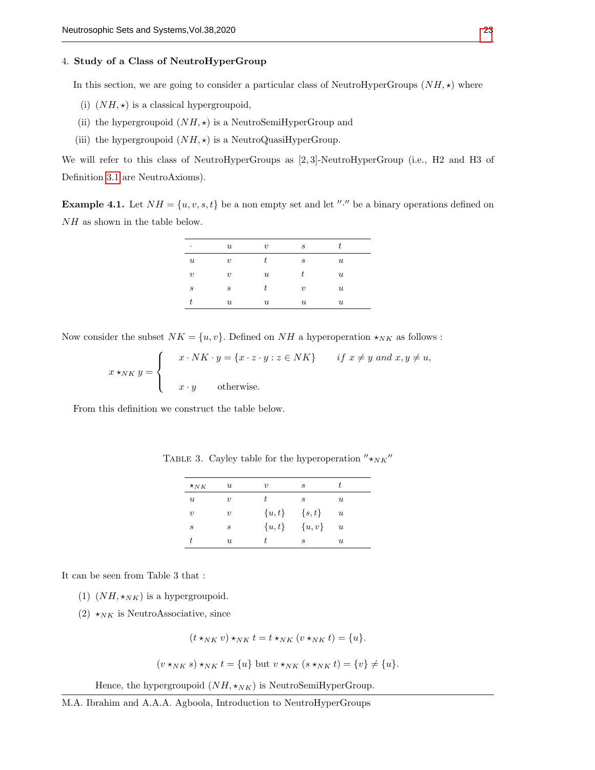## 4. Study of a Class of NeutroHyperGroup

In this section, we are going to consider a particular class of NeutroHyperGroups $(NH, \star)$ where

(i) $(NH, \star)$ is a classical hypergroupoid,

(ii) the hypergroupoid $(NH, \star)$ is a NeutroSemiHyperGroup and

(iii) the hypergroupoid $(NH, \star)$ is a NeutroQuasiHyperGroup.

We will refer to this class of NeutroHyperGroups as $[2,3]$-NeutroHyperGroup (i.e., H2 and H3 of Definition 3.1 are NeutroAxioms).

**Example 4.1.** Let $NH = \{u, v, s, t\}$ be a non empty set and let $''\cdot''$ be a binary operations defined on $NH$ as shown in the table below.

| $\cdot$ | $u$ | $v$ | $s$ | $t$ |
|---|---|---|---|---|
| $u$ | $v$ | $t$ | $s$ | $u$ |
| $v$ | $v$ | $u$ | $t$ | $u$ |
| $s$ | $s$ | $t$ | $v$ | $u$ |
| $t$ | $u$ | $u$ | $u$ | $u$ |

Now consider the subset $NK = \{u, v\}$. Defined on $NH$ a hyperoperation $\star_{NK}$ as follows :

$$x \star_{NK} y = \begin{cases} x \cdot NK \cdot y = \{x \cdot z \cdot y : z \in NK\} & if\ x \neq y\ and\ x, y \neq u, \\ \\ x \cdot y \quad \text{otherwise.} \end{cases}$$

From this definition we construct the table below.

TABLE 3. Cayley table for the hyperoperation $''\star_{NK}''$

| $\star_{NK}$ | $u$ | $v$ | $s$ | $t$ |
|---|---|---|---|---|
| $u$ | $v$ | $t$ | $s$ | $u$ |
| $v$ | $v$ | $\{u, t\}$ | $\{s, t\}$ | $u$ |
| $s$ | $s$ | $\{u, t\}$ | $\{u, v\}$ | $u$ |
| $t$ | $u$ | $t$ | $s$ | $u$ |

It can be seen from Table 3 that :

(1) $(NH, \star_{NK})$ is a hypergroupoid.

(2) $\star_{NK}$ is NeutroAssociative, since

$$(t \star_{NK} v) \star_{NK} t = t \star_{NK} (v \star_{NK} t) = \{u\}.$$

$$(v \star_{NK} s) \star_{NK} t = \{u\} \text{ but } v \star_{NK} (s \star_{NK} t) = \{v\} \neq \{u\}.$$

Hence, the hypergroupoid $(NH, \star_{NK})$ is NeutroSemiHyperGroup.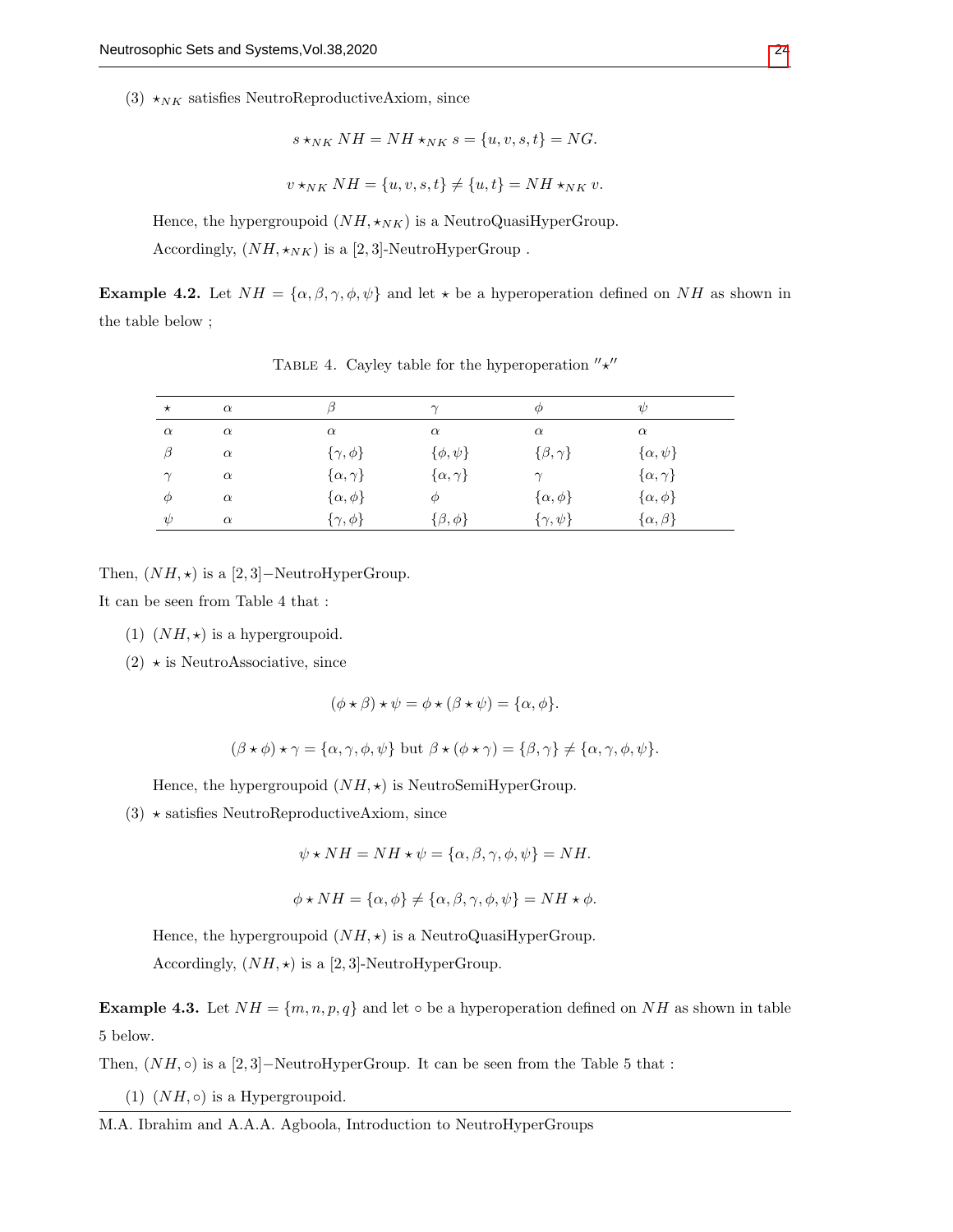(3) $\star_{NK}$ satisfies NeutroReproductiveAxiom, since

$$s \star_{NK} NH = NH \star_{NK} s = \{u, v, s, t\} = NG.$$

$$v \star_{NK} NH = \{u, v, s, t\} \neq \{u, t\} = NH \star_{NK} v.$$

Hence, the hypergroupoid $(NH, \star_{NK})$ is a NeutroQuasiHyperGroup.

Accordingly, $(NH, \star_{NK})$ is a $[2, 3]$-NeutroHyperGroup .

**Example 4.2.** Let $NH = \{\alpha, \beta, \gamma, \phi, \psi\}$ and let $\star$ be a hyperoperation defined on $NH$ as shown in the table below ;

TABLE 4. Cayley table for the hyperoperation $''\star''$

| $\star$ | $\alpha$ | $\beta$ | $\gamma$ | $\phi$ | $\psi$ |
|---|---|---|---|---|---|
| $\alpha$ | $\alpha$ | $\alpha$ | $\alpha$ | $\alpha$ | $\alpha$ |
| $\beta$ | $\alpha$ | $\{\gamma, \phi\}$ | $\{\phi, \psi\}$ | $\{\beta, \gamma\}$ | $\{\alpha, \psi\}$ |
| $\gamma$ | $\alpha$ | $\{\alpha, \gamma\}$ | $\{\alpha, \gamma\}$ | $\gamma$ | $\{\alpha, \gamma\}$ |
| $\phi$ | $\alpha$ | $\{\alpha, \phi\}$ | $\phi$ | $\{\alpha, \phi\}$ | $\{\alpha, \phi\}$ |
| $\psi$ | $\alpha$ | $\{\gamma, \phi\}$ | $\{\beta, \phi\}$ | $\{\gamma, \psi\}$ | $\{\alpha, \beta\}$ |

Then, $(NH, \star)$ is a $[2, 3]-$NeutroHyperGroup.

It can be seen from Table 4 that :

(1) $(NH, \star)$ is a hypergroupoid.

(2) $\star$ is NeutroAssociative, since

$$(\phi \star \beta) \star \psi = \phi \star (\beta \star \psi) = \{\alpha, \phi\}.$$

$$(\beta \star \phi) \star \gamma = \{\alpha, \gamma, \phi, \psi\} \text{ but } \beta \star (\phi \star \gamma) = \{\beta, \gamma\} \neq \{\alpha, \gamma, \phi, \psi\}.$$

Hence, the hypergroupoid $(NH, \star)$ is NeutroSemiHyperGroup.

(3) $\star$ satisfies NeutroReproductiveAxiom, since

$$\psi \star NH = NH \star \psi = \{\alpha, \beta, \gamma, \phi, \psi\} = NH.$$

$$\phi \star NH = \{\alpha, \phi\} \neq \{\alpha, \beta, \gamma, \phi, \psi\} = NH \star \phi.$$

Hence, the hypergroupoid $(NH, \star)$ is a NeutroQuasiHyperGroup.

Accordingly, $(NH, \star)$ is a $[2, 3]$-NeutroHyperGroup.

**Example 4.3.** Let $NH = \{m, n, p, q\}$ and let $\circ$ be a hyperoperation defined on $NH$ as shown in table 5 below.

Then, $(NH, \circ)$ is a $[2, 3]-$NeutroHyperGroup. It can be seen from the Table 5 that :

(1) $(NH, \circ)$ is a Hypergroupoid.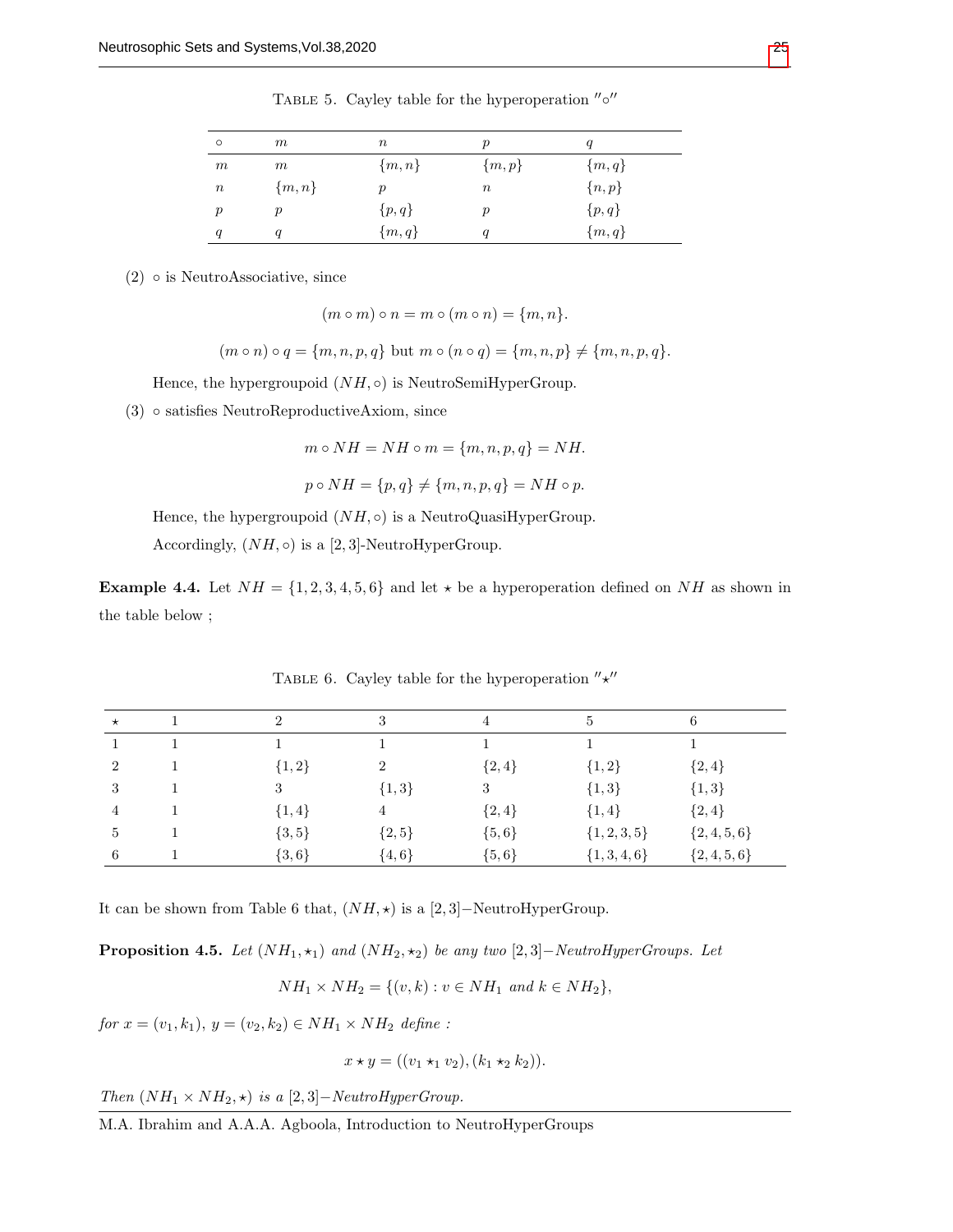TABLE 5. Cayley table for the hyperoperation "$\circ$"

| $\circ$ | $m$ | $n$ | $p$ | $q$ |
|---|---|---|---|---|
| $m$ | $m$ | $\{m,n\}$ | $\{m,p\}$ | $\{m,q\}$ |
| $n$ | $\{m,n\}$ | $p$ | $n$ | $\{n,p\}$ |
| $p$ | $p$ | $\{p,q\}$ | $p$ | $\{p,q\}$ |
| $q$ | $q$ | $\{m,q\}$ | $q$ | $\{m,q\}$ |

(2) $\circ$ is NeutroAssociative, since

$$(m \circ m) \circ n = m \circ (m \circ n) = \{m, n\}.$$

$$(m \circ n) \circ q = \{m, n, p, q\} \text{ but } m \circ (n \circ q) = \{m, n, p\} \neq \{m, n, p, q\}.$$

Hence, the hypergroupoid $(NH, \circ)$ is NeutroSemiHyperGroup.

(3) $\circ$ satisfies NeutroReproductiveAxiom, since

$$m \circ NH = NH \circ m = \{m, n, p, q\} = NH.$$

$$p \circ NH = \{p, q\} \neq \{m, n, p, q\} = NH \circ p.$$

Hence, the hypergroupoid $(NH, \circ)$ is a NeutroQuasiHyperGroup.

Accordingly, $(NH, \circ)$ is a $[2, 3]$-NeutroHyperGroup.

**Example 4.4.** Let $NH = \{1, 2, 3, 4, 5, 6\}$ and let $\star$ be a hyperoperation defined on $NH$ as shown in the table below ;

TABLE 6. Cayley table for the hyperoperation "$\star$"

| $\star$ | 1 | 2 | 3 | 4 | 5 | 6 |
|---|---|---|---|---|---|---|
| 1 | 1 | 1 | 1 | 1 | 1 | 1 |
| 2 | 1 | $\{1,2\}$ | 2 | $\{2,4\}$ | $\{1,2\}$ | $\{2,4\}$ |
| 3 | 1 | 3 | $\{1,3\}$ | 3 | $\{1,3\}$ | $\{1,3\}$ |
| 4 | 1 | $\{1,4\}$ | 4 | $\{2,4\}$ | $\{1,4\}$ | $\{2,4\}$ |
| 5 | 1 | $\{3,5\}$ | $\{2,5\}$ | $\{5,6\}$ | $\{1,2,3,5\}$ | $\{2,4,5,6\}$ |
| 6 | 1 | $\{3,6\}$ | $\{4,6\}$ | $\{5,6\}$ | $\{1,3,4,6\}$ | $\{2,4,5,6\}$ |

It can be shown from Table 6 that, $(NH, \star)$ is a $[2, 3]-$NeutroHyperGroup.

**Proposition 4.5.** *Let $(NH_1, \star_1)$ and $(NH_2, \star_2)$ be any two $[2, 3]-$NeutroHyperGroups. Let*

$$NH_1 \times NH_2 = \{(v, k) : v \in NH_1 \text{ and } k \in NH_2\},$$

*for $x = (v_1, k_1)$, $y = (v_2, k_2) \in NH_1 \times NH_2$ define :*

$$x \star y = ((v_1 \star_1 v_2), (k_1 \star_2 k_2)).$$

*Then $(NH_1 \times NH_2, \star)$ is a $[2, 3]-$NeutroHyperGroup.*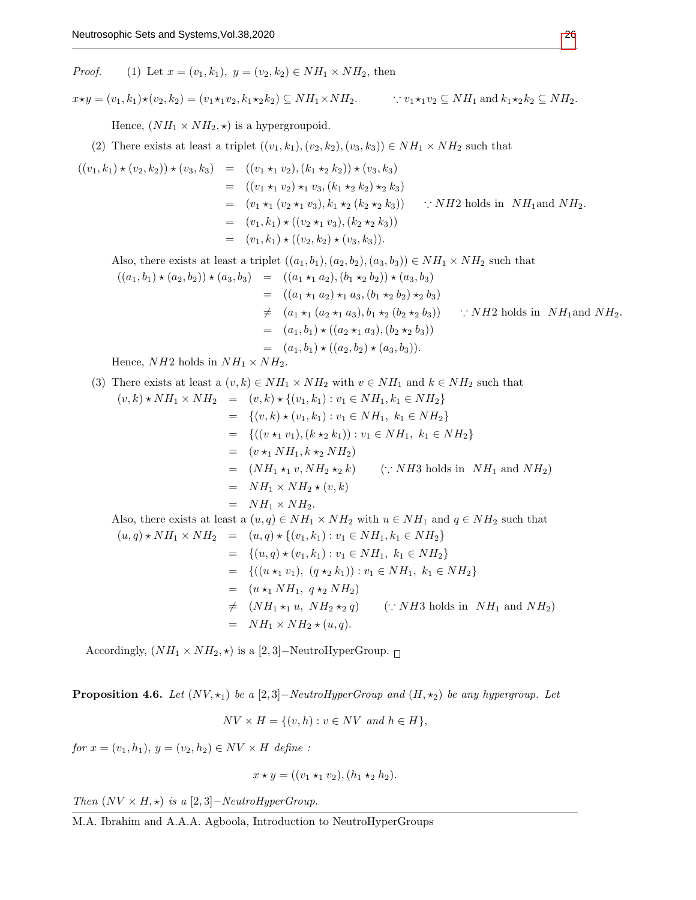*Proof.* (1) Let $x = (v_1, k_1),\ y = (v_2, k_2) \in NH_1 \times NH_2$, then

$$x \star y = (v_1, k_1) \star (v_2, k_2) = (v_1 \star_1 v_2, k_1 \star_2 k_2) \subseteq NH_1 \times NH_2. \qquad \because v_1 \star_1 v_2 \subseteq NH_1 \text{ and } k_1 \star_2 k_2 \subseteq NH_2.$$

Hence, $(NH_1 \times NH_2, \star)$ is a hypergroupoid.

(2) There exists at least a triplet $((v_1, k_1), (v_2, k_2), (v_3, k_3)) \in NH_1 \times NH_2$ such that

$$\begin{aligned}
((v_1, k_1) \star (v_2, k_2)) \star (v_3, k_3) &= ((v_1 \star_1 v_2), (k_1 \star_2 k_2)) \star (v_3, k_3) \\
&= ((v_1 \star_1 v_2) \star_1 v_3, (k_1 \star_2 k_2) \star_2 k_3) \\
&= (v_1 \star_1 (v_2 \star_1 v_3), k_1 \star_2 (k_2 \star_2 k_3)) \qquad \because NH2 \text{ holds in } NH_1 \text{and } NH_2. \\
&= (v_1, k_1) \star ((v_2 \star_1 v_3), (k_2 \star_2 k_3)) \\
&= (v_1, k_1) \star ((v_2, k_2) \star (v_3, k_3)).
\end{aligned}$$

Also, there exists at least a triplet $((a_1, b_1), (a_2, b_2), (a_3, b_3)) \in NH_1 \times NH_2$ such that

$$\begin{aligned}
((a_1, b_1) \star (a_2, b_2)) \star (a_3, b_3) &= ((a_1 \star_1 a_2), (b_1 \star_2 b_2)) \star (a_3, b_3) \\
&= ((a_1 \star_1 a_2) \star_1 a_3, (b_1 \star_2 b_2) \star_2 b_3) \\
&\neq (a_1 \star_1 (a_2 \star_1 a_3), b_1 \star_2 (b_2 \star_2 b_3)) \qquad \because NH2 \text{ holds in } NH_1 \text{and } NH_2. \\
&= (a_1, b_1) \star ((a_2 \star_1 a_3), (b_2 \star_2 b_3)) \\
&= (a_1, b_1) \star ((a_2, b_2) \star (a_3, b_3)).
\end{aligned}$$

Hence, $NH2$ holds in $NH_1 \times NH_2$.

(3) There exists at least a $(v, k) \in NH_1 \times NH_2$ with $v \in NH_1$ and $k \in NH_2$ such that

$$\begin{aligned}
(v, k) \star NH_1 \times NH_2 &= (v, k) \star \{(v_1, k_1) : v_1 \in NH_1, k_1 \in NH_2\} \\
&= \{(v, k) \star (v_1, k_1) : v_1 \in NH_1,\ k_1 \in NH_2\} \\
&= \{((v \star_1 v_1), (k \star_2 k_1)) : v_1 \in NH_1,\ k_1 \in NH_2\} \\
&= (v \star_1 NH_1, k \star_2 NH_2) \\
&= (NH_1 \star_1 v, NH_2 \star_2 k) \qquad (\because NH3 \text{ holds in } NH_1 \text{ and } NH_2) \\
&= NH_1 \times NH_2 \star (v, k) \\
&= NH_1 \times NH_2.
\end{aligned}$$

Also, there exists at least a $(u, q) \in NH_1 \times NH_2$ with $u \in NH_1$ and $q \in NH_2$ such that

$$\begin{aligned}
(u, q) \star NH_1 \times NH_2 &= (u, q) \star \{(v_1, k_1) : v_1 \in NH_1, k_1 \in NH_2\} \\
&= \{(u, q) \star (v_1, k_1) : v_1 \in NH_1,\ k_1 \in NH_2\} \\
&= \{((u \star_1 v_1),\ (q \star_2 k_1)) : v_1 \in NH_1,\ k_1 \in NH_2\} \\
&= (u \star_1 NH_1,\ q \star_2 NH_2) \\
&\neq (NH_1 \star_1 u,\ NH_2 \star_2 q) \qquad (\because NH3 \text{ holds in } NH_1 \text{ and } NH_2) \\
&= NH_1 \times NH_2 \star (u, q).
\end{aligned}$$

Accordingly, $(NH_1 \times NH_2, \star)$ is a $[2, 3]-$NeutroHyperGroup. □

**Proposition 4.6.** *Let $(NV, \star_1)$ be a $[2, 3]-$NeutroHyperGroup and $(H, \star_2)$ be any hypergroup. Let*

$$NV \times H = \{(v, h) : v \in NV \text{ and } h \in H\},$$

*for $x = (v_1, h_1),\ y = (v_2, h_2) \in NV \times H$ define :*

$$x \star y = ((v_1 \star_1 v_2), (h_1 \star_2 h_2)).$$

*Then $(NV \times H, \star)$ is a $[2, 3]-$NeutroHyperGroup.*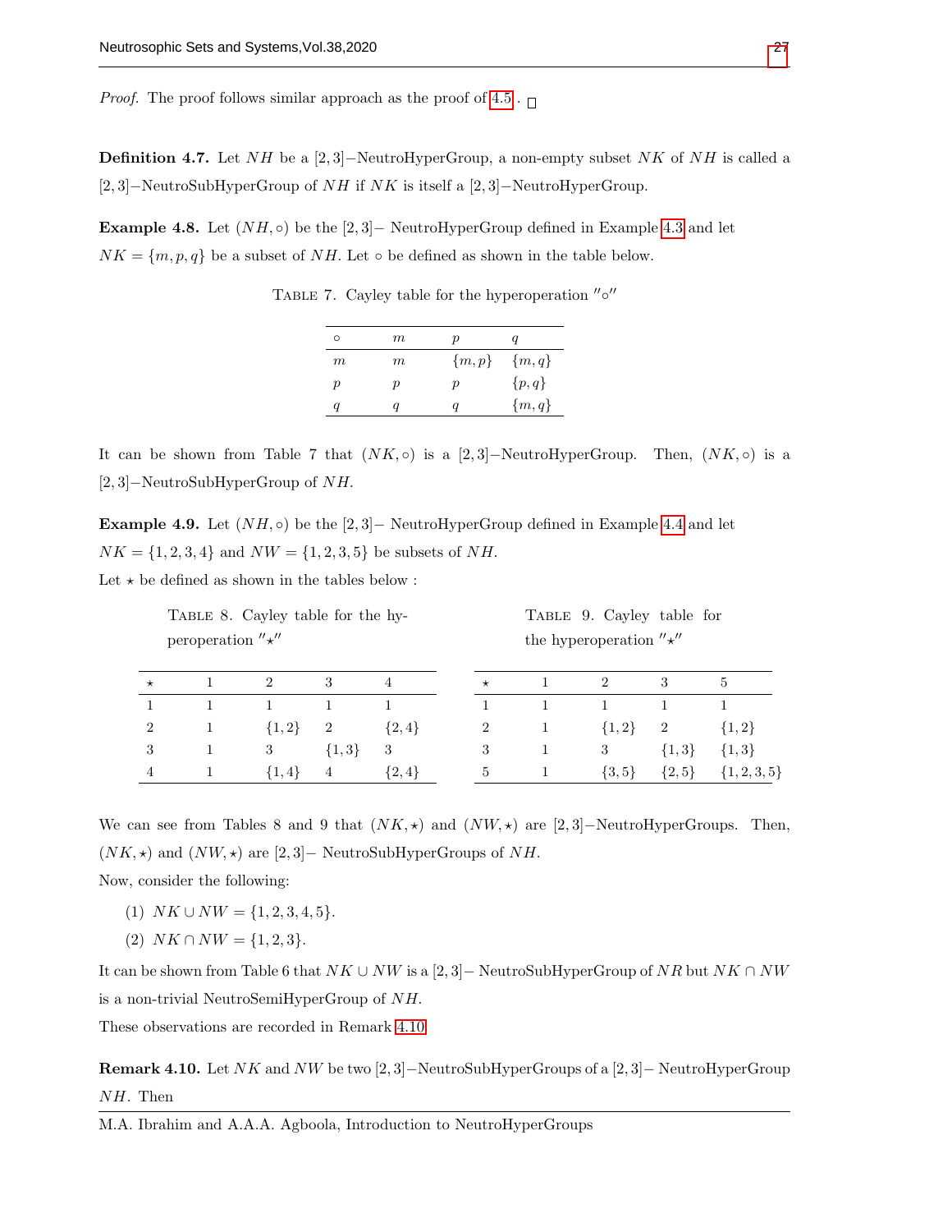*Proof.* The proof follows similar approach as the proof of 4.5 . □

**Definition 4.7.** Let $NH$ be a $[2,3]-$NeutroHyperGroup, a non-empty subset $NK$ of $NH$ is called a $[2,3]-$NeutroSubHyperGroup of $NH$ if $NK$ is itself a $[2,3]-$NeutroHyperGroup.

**Example 4.8.** Let $(NH, \circ)$ be the $[2,3]-$ NeutroHyperGroup defined in Example 4.3 and let $NK = \{m, p, q\}$ be a subset of $NH$. Let $\circ$ be defined as shown in the table below.

TABLE 7. Cayley table for the hyperoperation $''\circ''$

| $\circ$ | $m$ | $p$ | $q$ |
|---|---|---|---|
| $m$ | $m$ | $\{m,p\}$ | $\{m,q\}$ |
| $p$ | $p$ | $p$ | $\{p,q\}$ |
| $q$ | $q$ | $q$ | $\{m,q\}$ |

It can be shown from Table 7 that $(NK, \circ)$ is a $[2,3]-$NeutroHyperGroup. Then, $(NK, \circ)$ is a $[2,3]-$NeutroSubHyperGroup of $NH$.

**Example 4.9.** Let $(NH, \circ)$ be the $[2,3]-$ NeutroHyperGroup defined in Example 4.4 and let $NK = \{1,2,3,4\}$ and $NW = \{1,2,3,5\}$ be subsets of $NH$.

Let $\star$ be defined as shown in the tables below :

TABLE 8. Cayley table for the hyperoperation $''\star''$

| $\star$ | 1 | 2 | 3 | 4 |
|---|---|---|---|---|
| 1 | 1 | 1 | 1 | 1 |
| 2 | 1 | $\{1,2\}$ | 2 | $\{2,4\}$ |
| 3 | 1 | 3 | $\{1,3\}$ | 3 |
| 4 | 1 | $\{1,4\}$ | 4 | $\{2,4\}$ |

TABLE 9. Cayley table for the hyperoperation $''\star''$

| $\star$ | 1 | 2 | 3 | 5 |
|---|---|---|---|---|
| 1 | 1 | 1 | 1 | 1 |
| 2 | 1 | $\{1,2\}$ | 2 | $\{1,2\}$ |
| 3 | 1 | 3 | $\{1,3\}$ | $\{1,3\}$ |
| 5 | 1 | $\{3,5\}$ | $\{2,5\}$ | $\{1,2,3,5\}$ |

We can see from Tables 8 and 9 that $(NK, \star)$ and $(NW, \star)$ are $[2,3]-$NeutroHyperGroups. Then, $(NK, \star)$ and $(NW, \star)$ are $[2,3]-$ NeutroSubHyperGroups of $NH$.

Now, consider the following:

(1) $NK \cup NW = \{1,2,3,4,5\}$.

(2) $NK \cap NW = \{1,2,3\}$.

It can be shown from Table 6 that $NK \cup NW$ is a $[2,3]-$ NeutroSubHyperGroup of $NR$ but $NK \cap NW$ is a non-trivial NeutroSemiHyperGroup of $NH$.

These observations are recorded in Remark 4.10.

**Remark 4.10.** Let $NK$ and $NW$ be two $[2,3]-$NeutroSubHyperGroups of a $[2,3]-$ NeutroHyperGroup $NH$. Then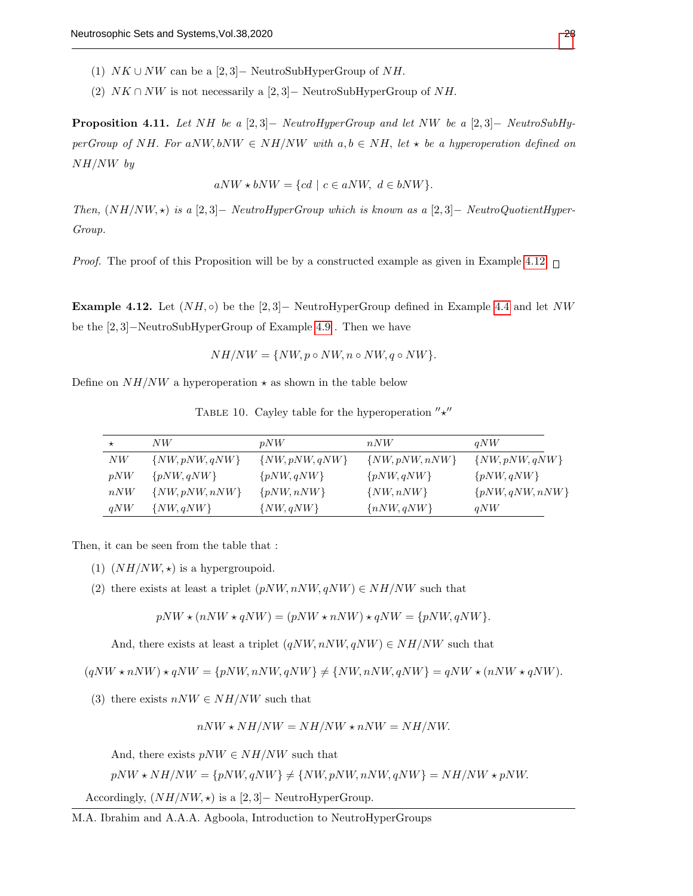(1) $NK \cup NW$ can be a $[2,3]-$ NeutroSubHyperGroup of $NH$.

(2) $NK \cap NW$ is not necessarily a $[2,3]-$ NeutroSubHyperGroup of $NH$.

**Proposition 4.11.** *Let $NH$ be a $[2,3]-$ NeutroHyperGroup and let $NW$ be a $[2,3]-$ NeutroSubHyperGroup of $NH$. For $aNW, bNW \in NH/NW$ with $a,b \in NH$, let $\star$ be a hyperoperation defined on $NH/NW$ by*

$$aNW \star bNW = \{cd \mid c \in aNW,\ d \in bNW\}.$$

*Then, $(NH/NW, \star)$ is a $[2,3]-$ NeutroHyperGroup which is known as a $[2,3]-$ NeutroQuotientHyperGroup.*

*Proof.* The proof of this Proposition will be by a constructed example as given in Example 4.12 □

**Example 4.12.** Let $(NH, \circ)$ be the $[2,3]-$ NeutroHyperGroup defined in Example 4.4 and let $NW$ be the $[2,3]-$NeutroSubHyperGroup of Example 4.9 . Then we have

$$NH/NW = \{NW, p \circ NW, n \circ NW, q \circ NW\}.$$

Define on $NH/NW$ a hyperoperation $\star$ as shown in the table below

Table 10. Cayley table for the hyperoperation $''\star''$

| $\star$ | $NW$ | $pNW$ | $nNW$ | $qNW$ |
|---|---|---|---|---|
| $NW$ | $\{NW, pNW, qNW\}$ | $\{NW, pNW, qNW\}$ | $\{NW, pNW, nNW\}$ | $\{NW, pNW, qNW\}$ |
| $pNW$ | $\{pNW, qNW\}$ | $\{pNW, qNW\}$ | $\{pNW, qNW\}$ | $\{pNW, qNW\}$ |
| $nNW$ | $\{NW, pNW, nNW\}$ | $\{pNW, nNW\}$ | $\{NW, nNW\}$ | $\{pNW, qNW, nNW\}$ |
| $qNW$ | $\{NW, qNW\}$ | $\{NW, qNW\}$ | $\{nNW, qNW\}$ | $qNW$ |

Then, it can be seen from the table that :

(1) $(NH/NW, \star)$ is a hypergroupoid.

(2) there exists at least a triplet $(pNW, nNW, qNW) \in NH/NW$ such that

$$pNW \star (nNW \star qNW) = (pNW \star nNW) \star qNW = \{pNW, qNW\}.$$

And, there exists at least a triplet $(qNW, nNW, qNW) \in NH/NW$ such that

$$(qNW \star nNW) \star qNW = \{pNW, nNW, qNW\} \neq \{NW, nNW, qNW\} = qNW \star (nNW \star qNW).$$

(3) there exists $nNW \in NH/NW$ such that

$$nNW \star NH/NW = NH/NW \star nNW = NH/NW.$$

And, there exists $pNW \in NH/NW$ such that

$$pNW \star NH/NW = \{pNW, qNW\} \neq \{NW, pNW, nNW, qNW\} = NH/NW \star pNW.$$

Accordingly, $(NH/NW, \star)$ is a $[2,3]-$ NeutroHyperGroup.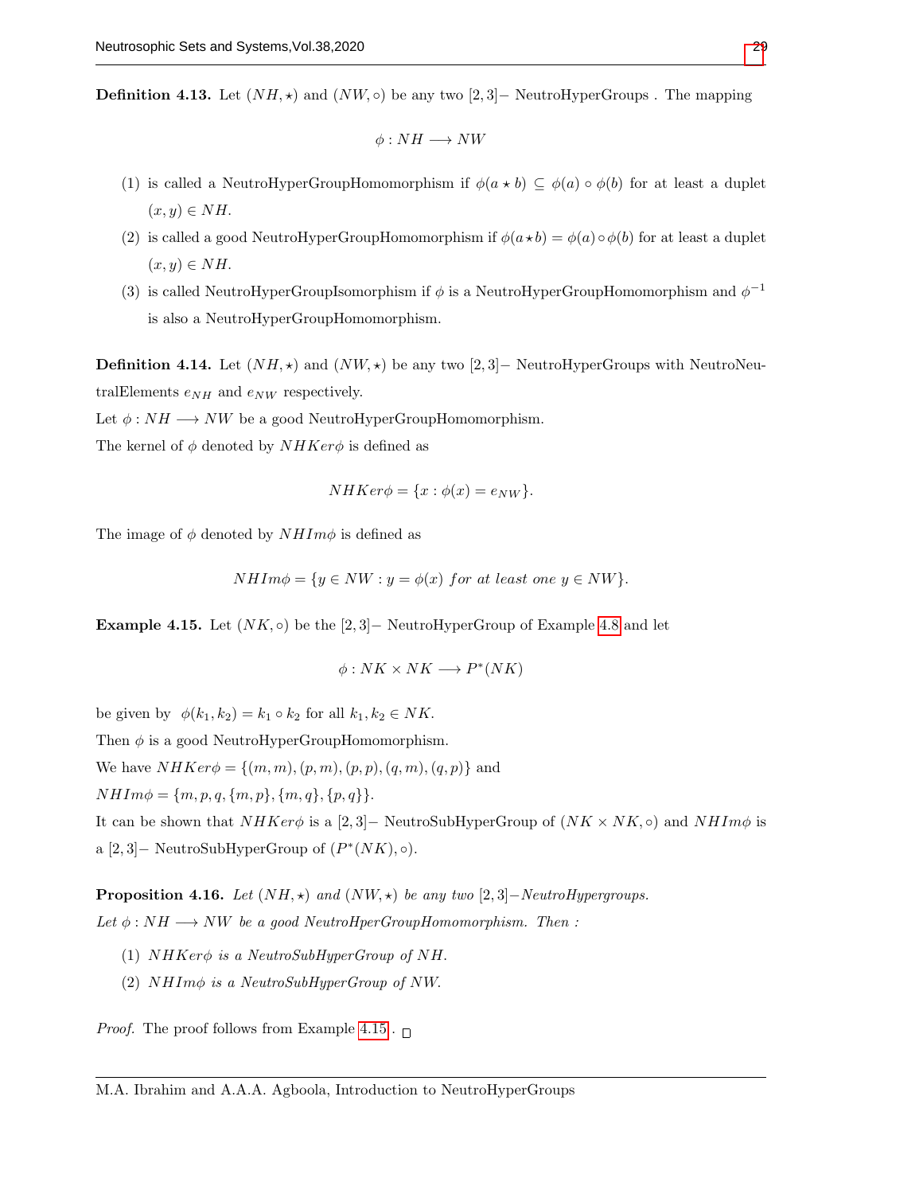**Definition 4.13.** Let $(NH, \star)$ and $(NW, \circ)$ be any two $[2,3]-$ NeutroHyperGroups . The mapping

$$\phi : NH \longrightarrow NW$$

(1) is called a NeutroHyperGroupHomomorphism if $\phi(a \star b) \subseteq \phi(a) \circ \phi(b)$ for at least a duplet $(x, y) \in NH$.

(2) is called a good NeutroHyperGroupHomomorphism if $\phi(a \star b) = \phi(a) \circ \phi(b)$ for at least a duplet $(x, y) \in NH$.

(3) is called NeutroHyperGroupIsomorphism if $\phi$ is a NeutroHyperGroupHomomorphism and $\phi^{-1}$ is also a NeutroHyperGroupHomomorphism.

**Definition 4.14.** Let $(NH, \star)$ and $(NW, \star)$ be any two $[2,3]-$ NeutroHyperGroups with NeutroNeutralElements $e_{NH}$ and $e_{NW}$ respectively.

Let $\phi : NH \longrightarrow NW$ be a good NeutroHyperGroupHomomorphism.

The kernel of $\phi$ denoted by $NHKer\phi$ is defined as

$$NHKer\phi = \{x : \phi(x) = e_{NW}\}.$$

The image of $\phi$ denoted by $NHIm\phi$ is defined as

$$NHIm\phi = \{y \in NW : y = \phi(x) \text{ for at least one } y \in NW\}.$$

**Example 4.15.** Let $(NK, \circ)$ be the $[2,3]-$ NeutroHyperGroup of Example 4.8 and let

$$\phi : NK \times NK \longrightarrow P^*(NK)$$

be given by $\phi(k_1, k_2) = k_1 \circ k_2$ for all $k_1, k_2 \in NK$.

Then $\phi$ is a good NeutroHyperGroupHomomorphism.

We have $NHKer\phi = \{(m,m), (p,m), (p,p), (q,m), (q,p)\}$ and

$NHIm\phi = \{m, p, q, \{m,p\}, \{m,q\}, \{p,q\}\}$.

It can be shown that $NHKer\phi$ is a $[2,3]-$ NeutroSubHyperGroup of $(NK \times NK, \circ)$ and $NHIm\phi$ is a $[2,3]-$ NeutroSubHyperGroup of $(P^*(NK), \circ)$.

**Proposition 4.16.** *Let $(NH, \star)$ and $(NW, \star)$ be any two $[2,3]-$NeutroHypergroups. Let $\phi : NH \longrightarrow NW$ be a good NeutroHperGroupHomomorphism. Then :*

(1) *$NHKer\phi$ is a NeutroSubHyperGroup of $NH$.*

(2) *$NHIm\phi$ is a NeutroSubHyperGroup of $NW$.*

*Proof.* The proof follows from Example 4.15. □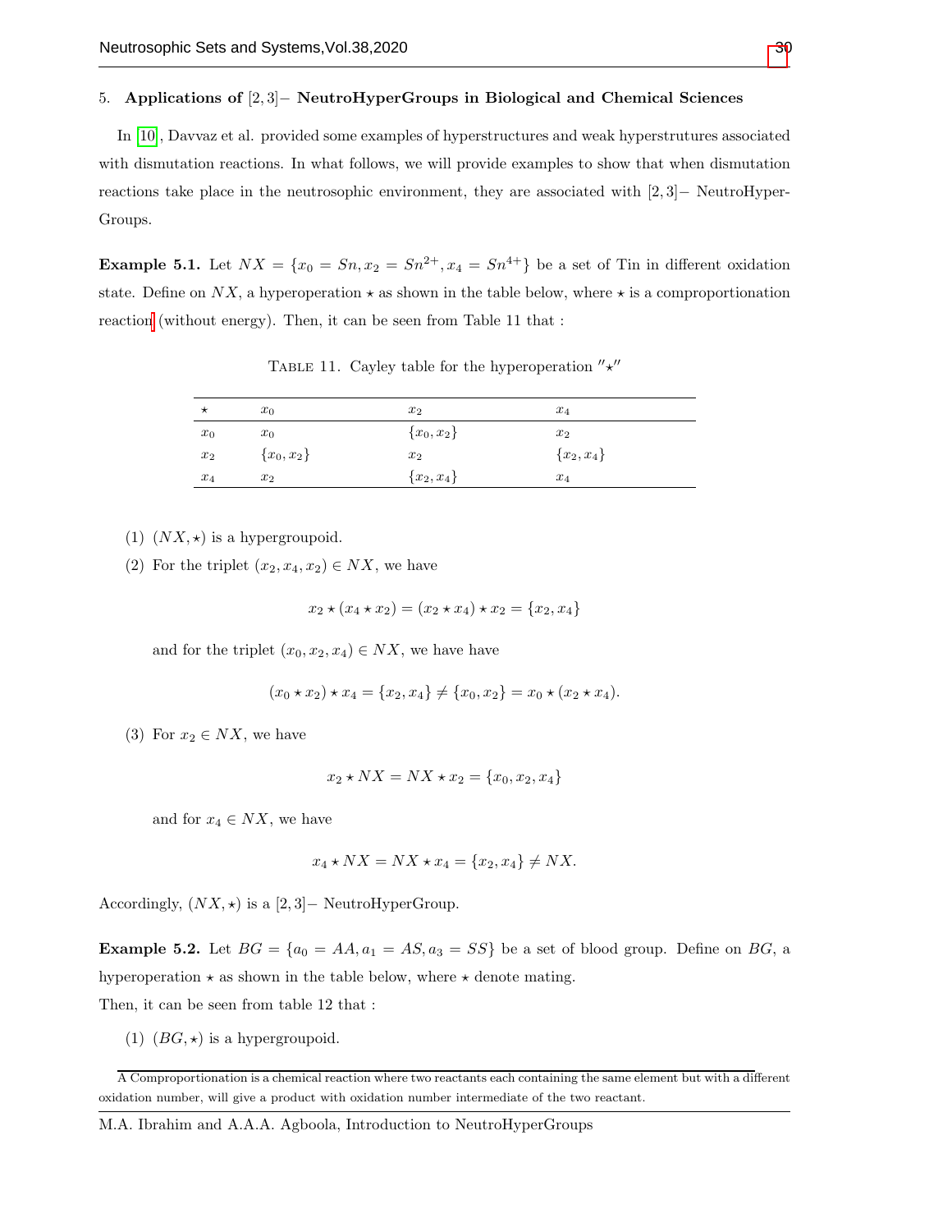## 5. Applications of $[2,3]-$ NeutroHyperGroups in Biological and Chemical Sciences

In [10], Davvaz et al. provided some examples of hyperstructures and weak hyperstrutures associated with dismutation reactions. In what follows, we will provide examples to show that when dismutation reactions take place in the neutrosophic environment, they are associated with $[2,3]-$ NeutroHyperGroups.

**Example 5.1.** Let $NX = \{x_0 = Sn, x_2 = Sn^{2+}, x_4 = Sn^{4+}\}$ be a set of Tin in different oxidation state. Define on $NX$, a hyperoperation $\star$ as shown in the table below, where $\star$ is a comproportionation reaction[1] (without energy). Then, it can be seen from Table 11 that :

TABLE 11. Cayley table for the hyperoperation $''\star''$

| $\star$ | $x_0$ | $x_2$ | $x_4$ |
|---|---|---|---|
| $x_0$ | $x_0$ | $\{x_0, x_2\}$ | $x_2$ |
| $x_2$ | $\{x_0, x_2\}$ | $x_2$ | $\{x_2, x_4\}$ |
| $x_4$ | $x_2$ | $\{x_2, x_4\}$ | $x_4$ |

(1) $(NX, \star)$ is a hypergroupoid.

(2) For the triplet $(x_2, x_4, x_2) \in NX$, we have

$$x_2 \star (x_4 \star x_2) = (x_2 \star x_4) \star x_2 = \{x_2, x_4\}$$

and for the triplet $(x_0, x_2, x_4) \in NX$, we have have

$$(x_0 \star x_2) \star x_4 = \{x_2, x_4\} \neq \{x_0, x_2\} = x_0 \star (x_2 \star x_4).$$

(3) For $x_2 \in NX$, we have

$$x_2 \star NX = NX \star x_2 = \{x_0, x_2, x_4\}$$

and for $x_4 \in NX$, we have

$$x_4 \star NX = NX \star x_4 = \{x_2, x_4\} \neq NX.$$

Accordingly, $(NX, \star)$ is a $[2,3]-$ NeutroHyperGroup.

**Example 5.2.** Let $BG = \{a_0 = AA, a_1 = AS, a_3 = SS\}$ be a set of blood group. Define on $BG$, a hyperoperation $\star$ as shown in the table below, where $\star$ denote mating.

Then, it can be seen from table 12 that :

(1) $(BG, \star)$ is a hypergroupoid.

[1] A Comproportionation is a chemical reaction where two reactants each containing the same element but with a different oxidation number, will give a product with oxidation number intermediate of the two reactant.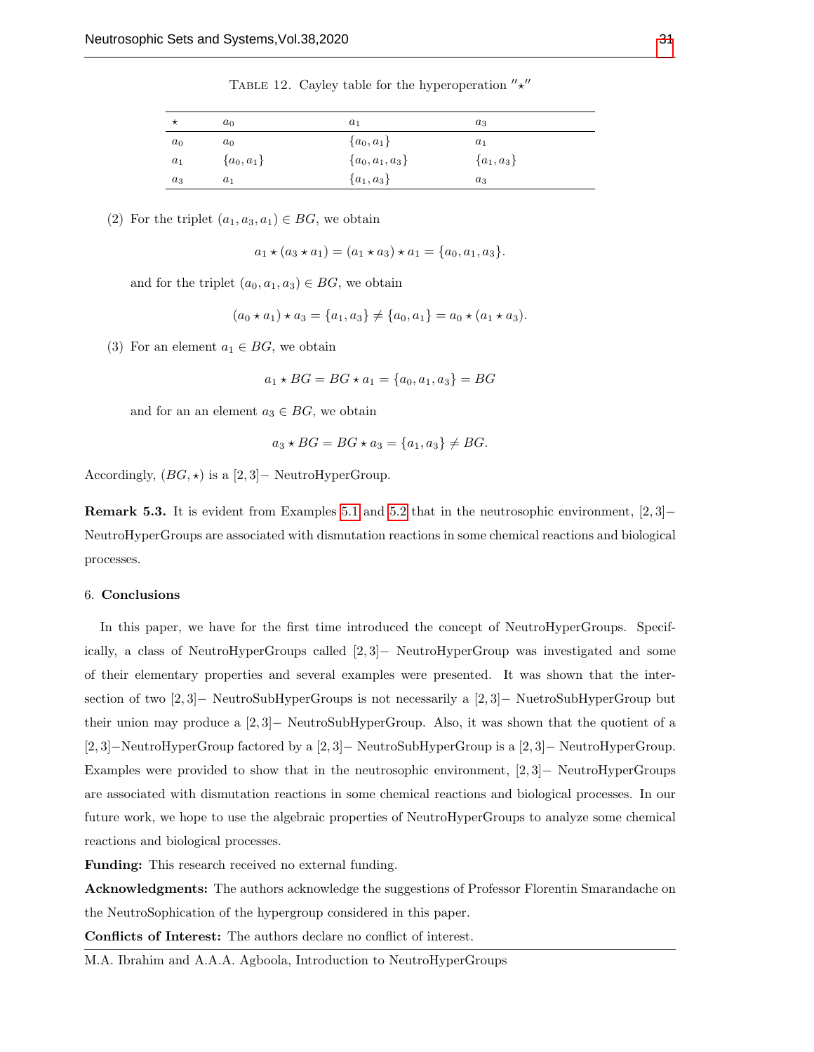TABLE 12. Cayley table for the hyperoperation $''\star''$

| $\star$ | $a_0$ | $a_1$ | $a_3$ |
|---|---|---|---|
| $a_0$ | $a_0$ | $\{a_0, a_1\}$ | $a_1$ |
| $a_1$ | $\{a_0, a_1\}$ | $\{a_0, a_1, a_3\}$ | $\{a_1, a_3\}$ |
| $a_3$ | $a_1$ | $\{a_1, a_3\}$ | $a_3$ |

(2) For the triplet $(a_1, a_3, a_1) \in BG$, we obtain

$$a_1 \star (a_3 \star a_1) = (a_1 \star a_3) \star a_1 = \{a_0, a_1, a_3\}.$$

and for the triplet $(a_0, a_1, a_3) \in BG$, we obtain

$$(a_0 \star a_1) \star a_3 = \{a_1, a_3\} \neq \{a_0, a_1\} = a_0 \star (a_1 \star a_3).$$

(3) For an element $a_1 \in BG$, we obtain

$$a_1 \star BG = BG \star a_1 = \{a_0, a_1, a_3\} = BG$$

and for an an element $a_3 \in BG$, we obtain

$$a_3 \star BG = BG \star a_3 = \{a_1, a_3\} \neq BG.$$

Accordingly, $(BG, \star)$ is a $[2,3]-$ NeutroHyperGroup.

**Remark 5.3.** It is evident from Examples 5.1 and 5.2 that in the neutrosophic environment, $[2,3]-$ NeutroHyperGroups are associated with dismutation reactions in some chemical reactions and biological processes.

## 6. Conclusions

In this paper, we have for the first time introduced the concept of NeutroHyperGroups. Specifically, a class of NeutroHyperGroups called $[2,3]-$ NeutroHyperGroup was investigated and some of their elementary properties and several examples were presented. It was shown that the intersection of two $[2,3]-$ NeutroSubHyperGroups is not necessarily a $[2,3]-$ NuetroSubHyperGroup but their union may produce a $[2,3]-$ NeutroSubHyperGroup. Also, it was shown that the quotient of a $[2,3]-$NeutroHyperGroup factored by a $[2,3]-$ NeutroSubHyperGroup is a $[2,3]-$ NeutroHyperGroup. Examples were provided to show that in the neutrosophic environment, $[2,3]-$ NeutroHyperGroups are associated with dismutation reactions in some chemical reactions and biological processes. In our future work, we hope to use the algebraic properties of NeutroHyperGroups to analyze some chemical reactions and biological processes.

**Funding:** This research received no external funding.

**Acknowledgments:** The authors acknowledge the suggestions of Professor Florentin Smarandache on the NeutroSophication of the hypergroup considered in this paper.

**Conflicts of Interest:** The authors declare no conflict of interest.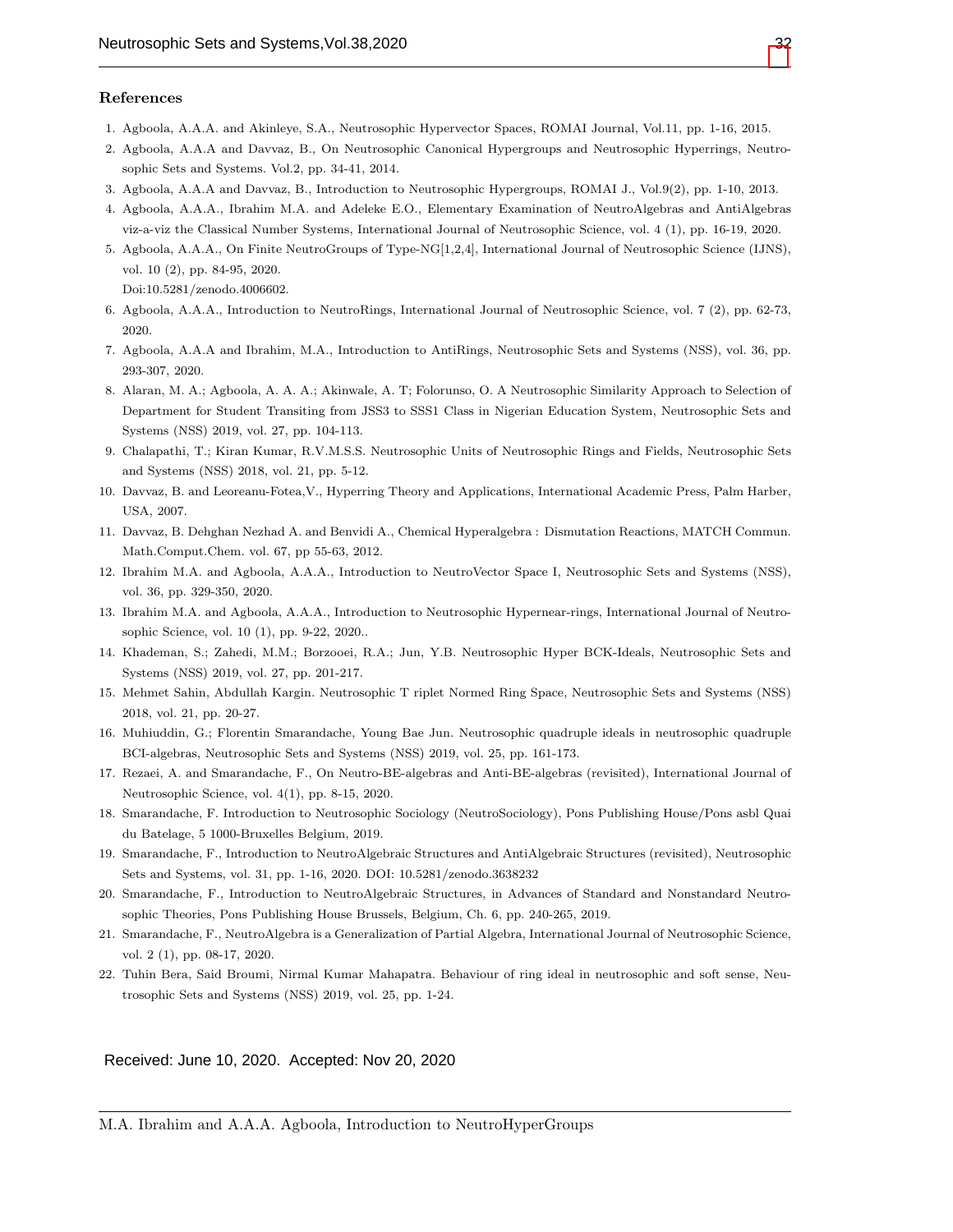## References

1. Agboola, A.A.A. and Akinleye, S.A., Neutrosophic Hypervector Spaces, ROMAI Journal, Vol.11, pp. 1-16, 2015.
2. Agboola, A.A.A and Davvaz, B., On Neutrosophic Canonical Hypergroups and Neutrosophic Hyperrings, Neutrosophic Sets and Systems. Vol.2, pp. 34-41, 2014.
3. Agboola, A.A.A and Davvaz, B., Introduction to Neutrosophic Hypergroups, ROMAI J., Vol.9(2), pp. 1-10, 2013.
4. Agboola, A.A.A., Ibrahim M.A. and Adeleke E.O., Elementary Examination of NeutroAlgebras and AntiAlgebras viz-a-viz the Classical Number Systems, International Journal of Neutrosophic Science, vol. 4 (1), pp. 16-19, 2020.
5. Agboola, A.A.A., On Finite NeutroGroups of Type-NG[1,2,4], International Journal of Neutrosophic Science (IJNS), vol. 10 (2), pp. 84-95, 2020.
   Doi:10.5281/zenodo.4006602.
6. Agboola, A.A.A., Introduction to NeutroRings, International Journal of Neutrosophic Science, vol. 7 (2), pp. 62-73, 2020.
7. Agboola, A.A.A and Ibrahim, M.A., Introduction to AntiRings, Neutrosophic Sets and Systems (NSS), vol. 36, pp. 293-307, 2020.
8. Alaran, M. A.; Agboola, A. A. A.; Akinwale, A. T; Folorunso, O. A Neutrosophic Similarity Approach to Selection of Department for Student Transiting from JSS3 to SSS1 Class in Nigerian Education System, Neutrosophic Sets and Systems (NSS) 2019, vol. 27, pp. 104-113.
9. Chalapathi, T.; Kiran Kumar, R.V.M.S.S. Neutrosophic Units of Neutrosophic Rings and Fields, Neutrosophic Sets and Systems (NSS) 2018, vol. 21, pp. 5-12.
10. Davvaz, B. and Leoreanu-Fotea,V., Hyperring Theory and Applications, International Academic Press, Palm Harber, USA, 2007.
11. Davvaz, B. Dehghan Nezhad A. and Benvidi A., Chemical Hyperalgebra : Dismutation Reactions, MATCH Commun. Math.Comput.Chem. vol. 67, pp 55-63, 2012.
12. Ibrahim M.A. and Agboola, A.A.A., Introduction to NeutroVector Space I, Neutrosophic Sets and Systems (NSS), vol. 36, pp. 329-350, 2020.
13. Ibrahim M.A. and Agboola, A.A.A., Introduction to Neutrosophic Hypernear-rings, International Journal of Neutrosophic Science, vol. 10 (1), pp. 9-22, 2020..
14. Khademan, S.; Zahedi, M.M.; Borzooei, R.A.; Jun, Y.B. Neutrosophic Hyper BCK-Ideals, Neutrosophic Sets and Systems (NSS) 2019, vol. 27, pp. 201-217.
15. Mehmet Sahin, Abdullah Kargin. Neutrosophic T riplet Normed Ring Space, Neutrosophic Sets and Systems (NSS) 2018, vol. 21, pp. 20-27.
16. Muhiuddin, G.; Florentin Smarandache, Young Bae Jun. Neutrosophic quadruple ideals in neutrosophic quadruple BCI-algebras, Neutrosophic Sets and Systems (NSS) 2019, vol. 25, pp. 161-173.
17. Rezaei, A. and Smarandache, F., On Neutro-BE-algebras and Anti-BE-algebras (revisited), International Journal of Neutrosophic Science, vol. 4(1), pp. 8-15, 2020.
18. Smarandache, F. Introduction to Neutrosophic Sociology (NeutroSociology), Pons Publishing House/Pons asbl Quai du Batelage, 5 1000-Bruxelles Belgium, 2019.
19. Smarandache, F., Introduction to NeutroAlgebraic Structures and AntiAlgebraic Structures (revisited), Neutrosophic Sets and Systems, vol. 31, pp. 1-16, 2020. DOI: 10.5281/zenodo.3638232
20. Smarandache, F., Introduction to NeutroAlgebraic Structures, in Advances of Standard and Nonstandard Neutrosophic Theories, Pons Publishing House Brussels, Belgium, Ch. 6, pp. 240-265, 2019.
21. Smarandache, F., NeutroAlgebra is a Generalization of Partial Algebra, International Journal of Neutrosophic Science, vol. 2 (1), pp. 08-17, 2020.
22. Tuhin Bera, Said Broumi, Nirmal Kumar Mahapatra. Behaviour of ring ideal in neutrosophic and soft sense, Neutrosophic Sets and Systems (NSS) 2019, vol. 25, pp. 1-24.

Received: June 10, 2020. Accepted: Nov 20, 2020